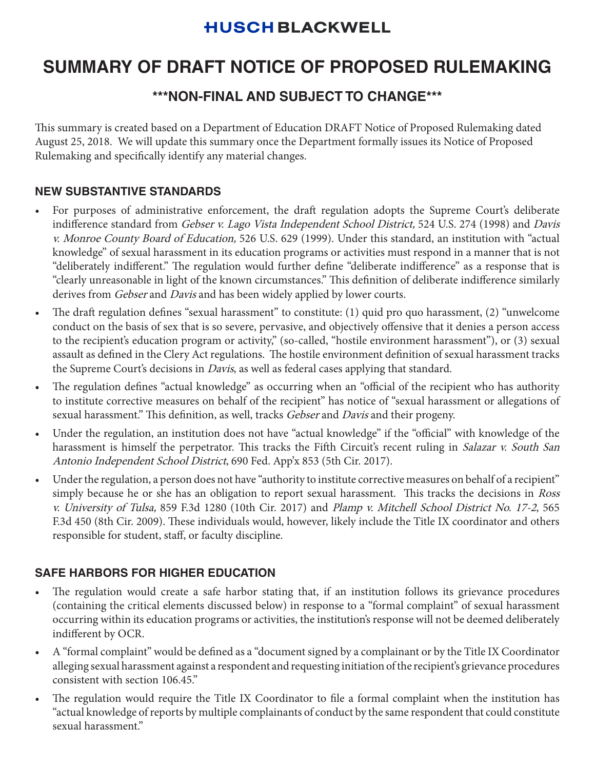HUSCH BLACKWELL

# SUMMARY OF DRAFT NOTICE OF PROPOSED RULEMAKING

### ***NON-FINAL AND SUBJECT TO CHANGE***

This summary is created based on a Department of Education DRAFT Notice of Proposed Rulemaking dated August 25, 2018. We will update this summary once the Department formally issues its Notice of Proposed Rulemaking and specifically identify any material changes.

## NEW SUBSTANTIVE STANDARDS

- For purposes of administrative enforcement, the draft regulation adopts the Supreme Court's deliberate indifference standard from *Gebser v. Lago Vista Independent School District,* 524 U.S. 274 (1998) and *Davis v. Monroe County Board of Education,* 526 U.S. 629 (1999). Under this standard, an institution with "actual knowledge" of sexual harassment in its education programs or activities must respond in a manner that is not "deliberately indifferent." The regulation would further define "deliberate indifference" as a response that is "clearly unreasonable in light of the known circumstances." This definition of deliberate indifference similarly derives from *Gebser* and *Davis* and has been widely applied by lower courts.
- The draft regulation defines "sexual harassment" to constitute: (1) quid pro quo harassment, (2) "unwelcome conduct on the basis of sex that is so severe, pervasive, and objectively offensive that it denies a person access to the recipient's education program or activity," (so-called, "hostile environment harassment"), or (3) sexual assault as defined in the Clery Act regulations. The hostile environment definition of sexual harassment tracks the Supreme Court's decisions in *Davis*, as well as federal cases applying that standard.
- The regulation defines "actual knowledge" as occurring when an "official of the recipient who has authority to institute corrective measures on behalf of the recipient" has notice of "sexual harassment or allegations of sexual harassment." This definition, as well, tracks *Gebser* and *Davis* and their progeny.
- Under the regulation, an institution does not have "actual knowledge" if the "official" with knowledge of the harassment is himself the perpetrator. This tracks the Fifth Circuit's recent ruling in *Salazar v. South San Antonio Independent School District*, 690 Fed. App'x 853 (5th Cir. 2017).
- Under the regulation, a person does not have "authority to institute corrective measures on behalf of a recipient" simply because he or she has an obligation to report sexual harassment. This tracks the decisions in *Ross v. University of Tulsa,* 859 F.3d 1280 (10th Cir. 2017) and *Plamp v. Mitchell School District No. 17-2*, 565 F.3d 450 (8th Cir. 2009). These individuals would, however, likely include the Title IX coordinator and others responsible for student, staff, or faculty discipline.

## SAFE HARBORS FOR HIGHER EDUCATION

- The regulation would create a safe harbor stating that, if an institution follows its grievance procedures (containing the critical elements discussed below) in response to a "formal complaint" of sexual harassment occurring within its education programs or activities, the institution's response will not be deemed deliberately indifferent by OCR.
- A "formal complaint" would be defined as a "document signed by a complainant or by the Title IX Coordinator alleging sexual harassment against a respondent and requesting initiation of the recipient's grievance procedures consistent with section 106.45."
- The regulation would require the Title IX Coordinator to file a formal complaint when the institution has "actual knowledge of reports by multiple complainants of conduct by the same respondent that could constitute sexual harassment."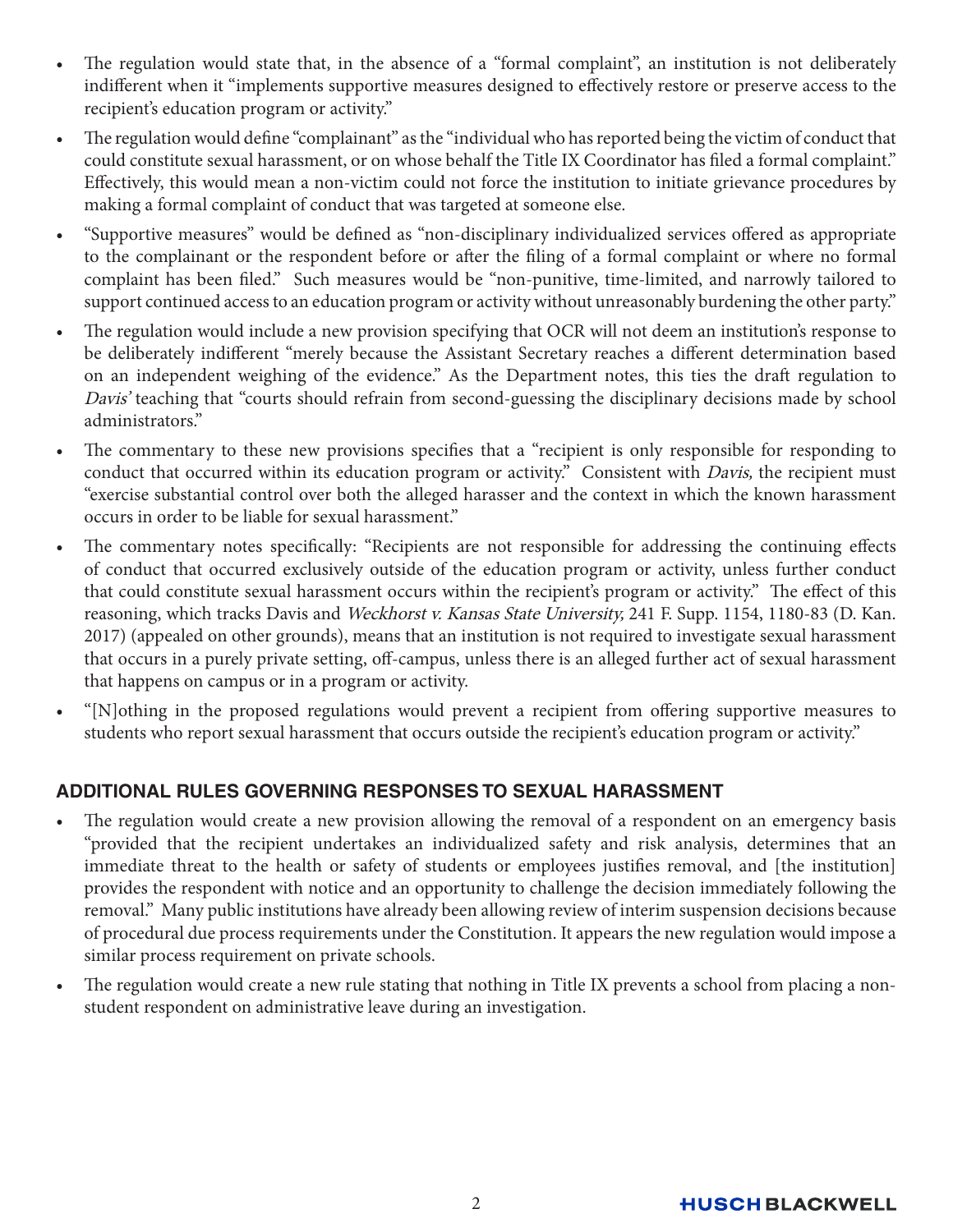- The regulation would state that, in the absence of a "formal complaint", an institution is not deliberately indifferent when it "implements supportive measures designed to effectively restore or preserve access to the recipient's education program or activity."
- The regulation would define "complainant" as the "individual who has reported being the victim of conduct that could constitute sexual harassment, or on whose behalf the Title IX Coordinator has filed a formal complaint." Effectively, this would mean a non-victim could not force the institution to initiate grievance procedures by making a formal complaint of conduct that was targeted at someone else.
- "Supportive measures" would be defined as "non-disciplinary individualized services offered as appropriate to the complainant or the respondent before or after the filing of a formal complaint or where no formal complaint has been filed." Such measures would be "non-punitive, time-limited, and narrowly tailored to support continued access to an education program or activity without unreasonably burdening the other party."
- The regulation would include a new provision specifying that OCR will not deem an institution's response to be deliberately indifferent "merely because the Assistant Secretary reaches a different determination based on an independent weighing of the evidence." As the Department notes, this ties the draft regulation to *Davis'* teaching that "courts should refrain from second-guessing the disciplinary decisions made by school administrators."
- The commentary to these new provisions specifies that a "recipient is only responsible for responding to conduct that occurred within its education program or activity." Consistent with *Davis,* the recipient must "exercise substantial control over both the alleged harasser and the context in which the known harassment occurs in order to be liable for sexual harassment."
- The commentary notes specifically: "Recipients are not responsible for addressing the continuing effects of conduct that occurred exclusively outside of the education program or activity, unless further conduct that could constitute sexual harassment occurs within the recipient's program or activity." The effect of this reasoning, which tracks Davis and *Weckhorst v. Kansas State University,* 241 F. Supp. 1154, 1180-83 (D. Kan. 2017) (appealed on other grounds), means that an institution is not required to investigate sexual harassment that occurs in a purely private setting, off-campus, unless there is an alleged further act of sexual harassment that happens on campus or in a program or activity.
- "[N]othing in the proposed regulations would prevent a recipient from offering supportive measures to students who report sexual harassment that occurs outside the recipient's education program or activity."

## ADDITIONAL RULES GOVERNING RESPONSES TO SEXUAL HARASSMENT

- The regulation would create a new provision allowing the removal of a respondent on an emergency basis "provided that the recipient undertakes an individualized safety and risk analysis, determines that an immediate threat to the health or safety of students or employees justifies removal, and [the institution] provides the respondent with notice and an opportunity to challenge the decision immediately following the removal." Many public institutions have already been allowing review of interim suspension decisions because of procedural due process requirements under the Constitution. It appears the new regulation would impose a similar process requirement on private schools.
- The regulation would create a new rule stating that nothing in Title IX prevents a school from placing a non-student respondent on administrative leave during an investigation.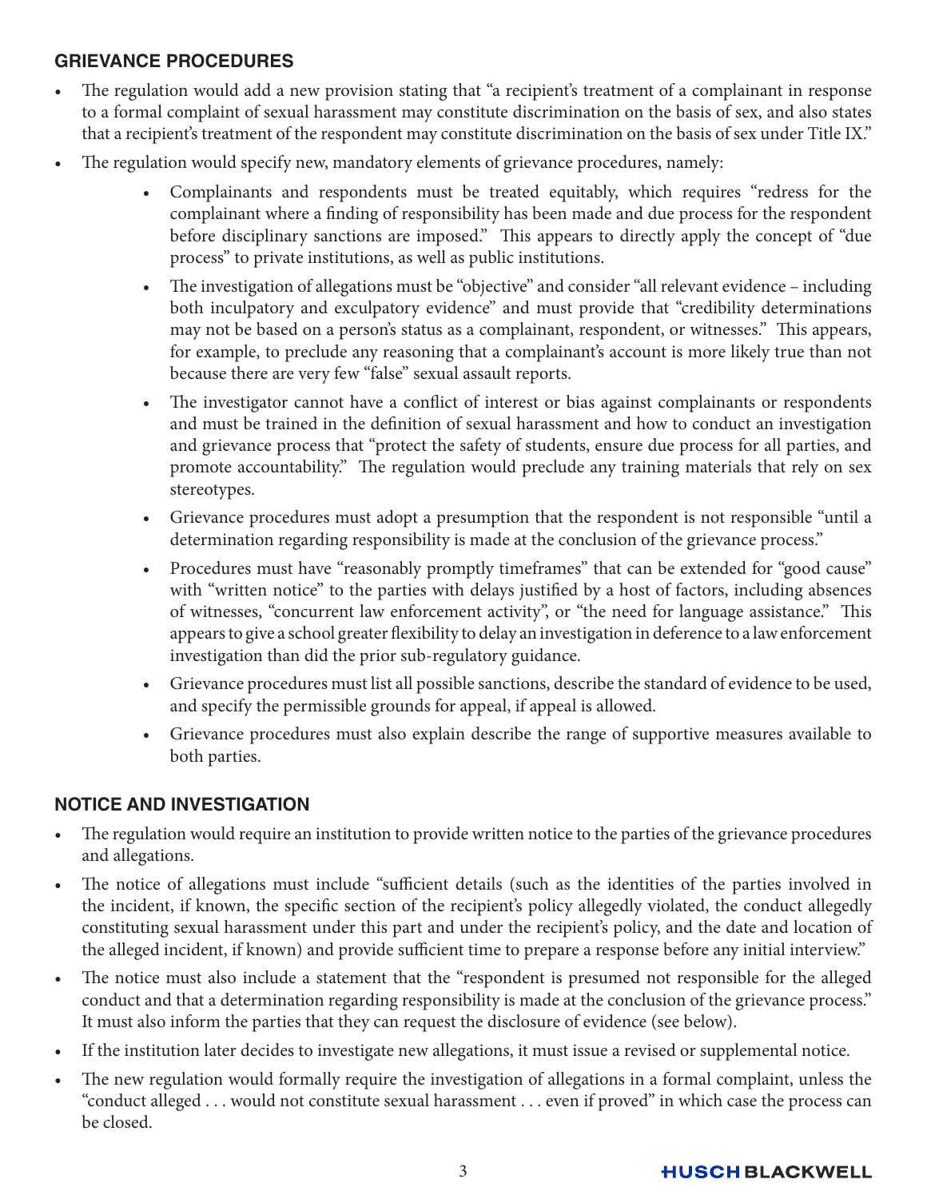## GRIEVANCE PROCEDURES

- The regulation would add a new provision stating that "a recipient's treatment of a complainant in response to a formal complaint of sexual harassment may constitute discrimination on the basis of sex, and also states that a recipient's treatment of the respondent may constitute discrimination on the basis of sex under Title IX."
- The regulation would specify new, mandatory elements of grievance procedures, namely:
    - Complainants and respondents must be treated equitably, which requires "redress for the complainant where a finding of responsibility has been made and due process for the respondent before disciplinary sanctions are imposed." This appears to directly apply the concept of "due process" to private institutions, as well as public institutions.
    - The investigation of allegations must be "objective" and consider "all relevant evidence – including both inculpatory and exculpatory evidence" and must provide that "credibility determinations may not be based on a person's status as a complainant, respondent, or witnesses." This appears, for example, to preclude any reasoning that a complainant's account is more likely true than not because there are very few "false" sexual assault reports.
    - The investigator cannot have a conflict of interest or bias against complainants or respondents and must be trained in the definition of sexual harassment and how to conduct an investigation and grievance process that "protect the safety of students, ensure due process for all parties, and promote accountability." The regulation would preclude any training materials that rely on sex stereotypes.
    - Grievance procedures must adopt a presumption that the respondent is not responsible "until a determination regarding responsibility is made at the conclusion of the grievance process."
    - Procedures must have "reasonably promptly timeframes" that can be extended for "good cause" with "written notice" to the parties with delays justified by a host of factors, including absences of witnesses, "concurrent law enforcement activity", or "the need for language assistance." This appears to give a school greater flexibility to delay an investigation in deference to a law enforcement investigation than did the prior sub-regulatory guidance.
    - Grievance procedures must list all possible sanctions, describe the standard of evidence to be used, and specify the permissible grounds for appeal, if appeal is allowed.
    - Grievance procedures must also explain describe the range of supportive measures available to both parties.

## NOTICE AND INVESTIGATION

- The regulation would require an institution to provide written notice to the parties of the grievance procedures and allegations.
- The notice of allegations must include "sufficient details (such as the identities of the parties involved in the incident, if known, the specific section of the recipient's policy allegedly violated, the conduct allegedly constituting sexual harassment under this part and under the recipient's policy, and the date and location of the alleged incident, if known) and provide sufficient time to prepare a response before any initial interview."
- The notice must also include a statement that the "respondent is presumed not responsible for the alleged conduct and that a determination regarding responsibility is made at the conclusion of the grievance process." It must also inform the parties that they can request the disclosure of evidence (see below).
- If the institution later decides to investigate new allegations, it must issue a revised or supplemental notice.
- The new regulation would formally require the investigation of allegations in a formal complaint, unless the "conduct alleged . . . would not constitute sexual harassment . . . even if proved" in which case the process can be closed.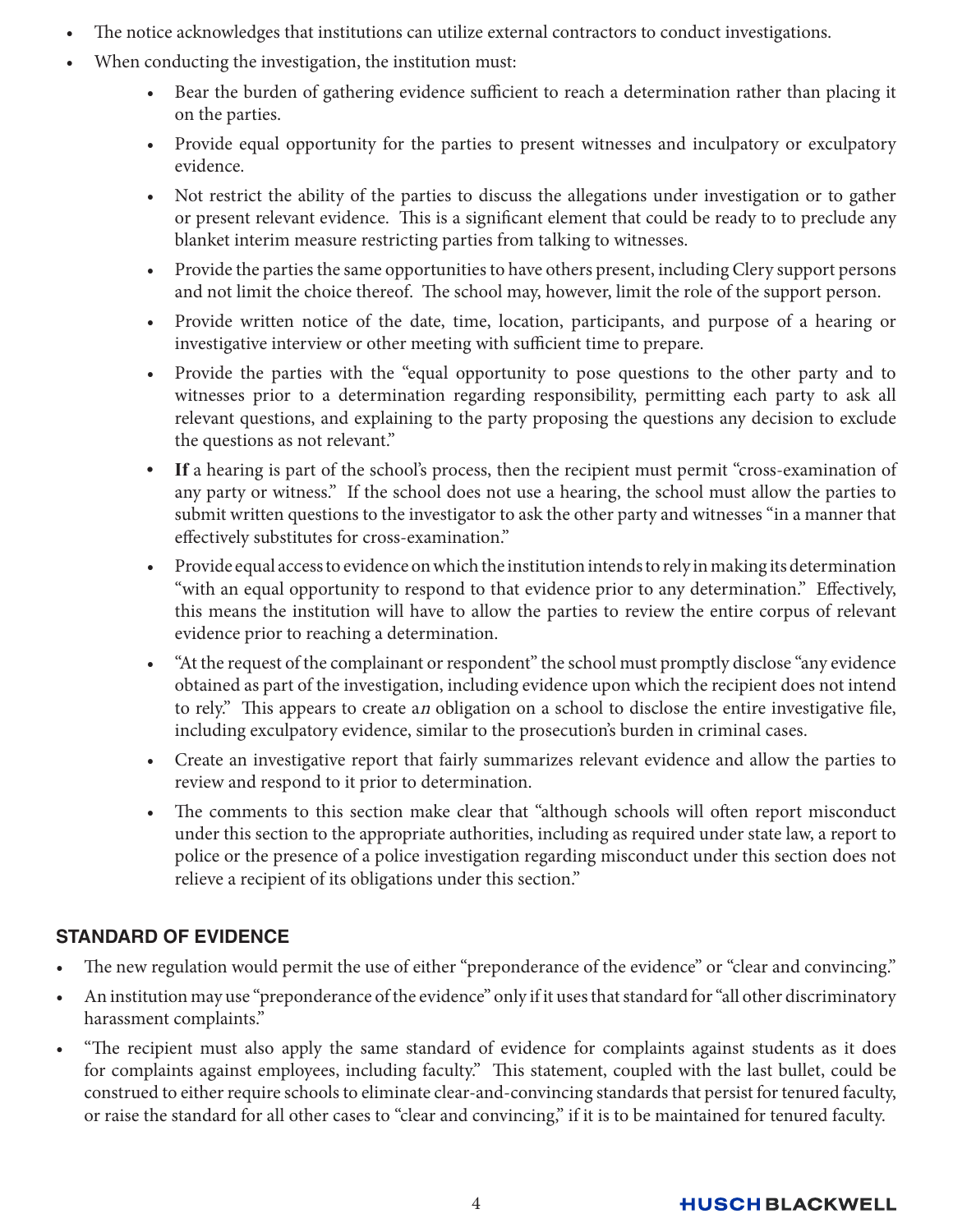- The notice acknowledges that institutions can utilize external contractors to conduct investigations.
- When conducting the investigation, the institution must:
  - Bear the burden of gathering evidence sufficient to reach a determination rather than placing it on the parties.
  - Provide equal opportunity for the parties to present witnesses and inculpatory or exculpatory evidence.
  - Not restrict the ability of the parties to discuss the allegations under investigation or to gather or present relevant evidence. This is a significant element that could be ready to to preclude any blanket interim measure restricting parties from talking to witnesses.
  - Provide the parties the same opportunities to have others present, including Clery support persons and not limit the choice thereof. The school may, however, limit the role of the support person.
  - Provide written notice of the date, time, location, participants, and purpose of a hearing or investigative interview or other meeting with sufficient time to prepare.
  - Provide the parties with the "equal opportunity to pose questions to the other party and to witnesses prior to a determination regarding responsibility, permitting each party to ask all relevant questions, and explaining to the party proposing the questions any decision to exclude the questions as not relevant."
  - **If** a hearing is part of the school's process, then the recipient must permit "cross-examination of any party or witness." If the school does not use a hearing, the school must allow the parties to submit written questions to the investigator to ask the other party and witnesses "in a manner that effectively substitutes for cross-examination."
  - Provide equal access to evidence on which the institution intends to rely in making its determination "with an equal opportunity to respond to that evidence prior to any determination." Effectively, this means the institution will have to allow the parties to review the entire corpus of relevant evidence prior to reaching a determination.
  - "At the request of the complainant or respondent" the school must promptly disclose "any evidence obtained as part of the investigation, including evidence upon which the recipient does not intend to rely." This appears to create a*n* obligation on a school to disclose the entire investigative file, including exculpatory evidence, similar to the prosecution's burden in criminal cases.
  - Create an investigative report that fairly summarizes relevant evidence and allow the parties to review and respond to it prior to determination.
  - The comments to this section make clear that "although schools will often report misconduct under this section to the appropriate authorities, including as required under state law, a report to police or the presence of a police investigation regarding misconduct under this section does not relieve a recipient of its obligations under this section."

## STANDARD OF EVIDENCE

- The new regulation would permit the use of either "preponderance of the evidence" or "clear and convincing."
- An institution may use "preponderance of the evidence" only if it uses that standard for "all other discriminatory harassment complaints."
- "The recipient must also apply the same standard of evidence for complaints against students as it does for complaints against employees, including faculty." This statement, coupled with the last bullet, could be construed to either require schools to eliminate clear-and-convincing standards that persist for tenured faculty, or raise the standard for all other cases to "clear and convincing," if it is to be maintained for tenured faculty.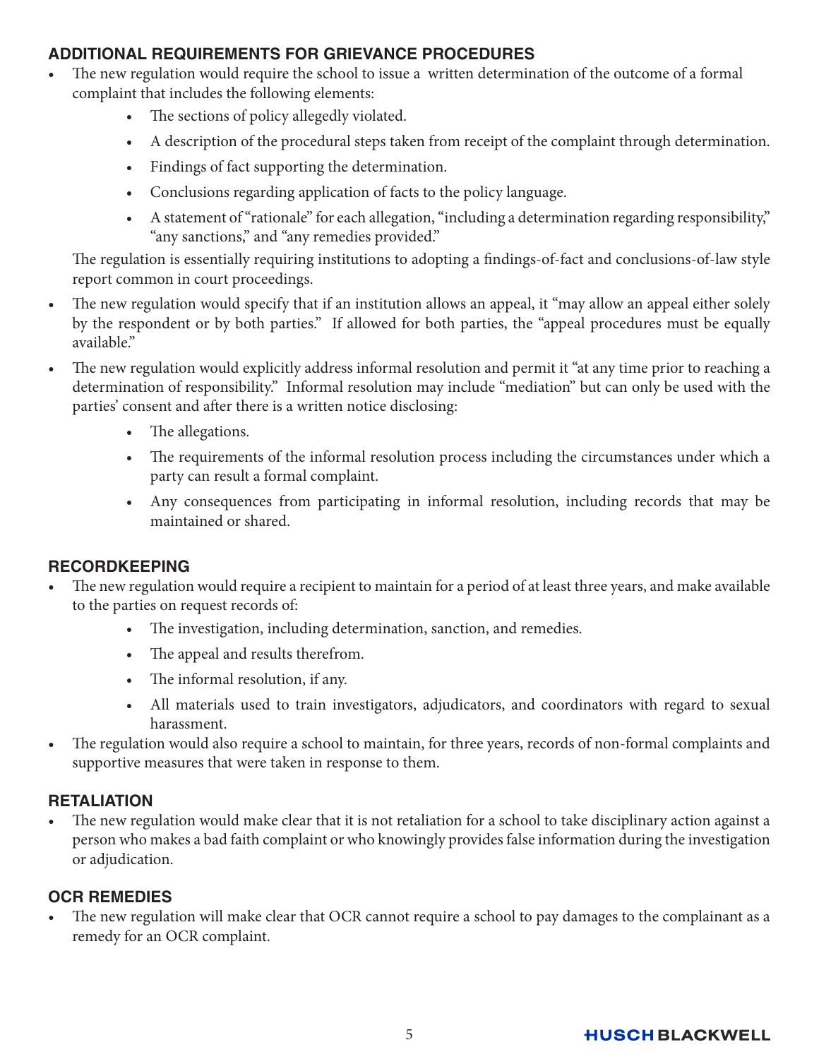## ADDITIONAL REQUIREMENTS FOR GRIEVANCE PROCEDURES

- The new regulation would require the school to issue a written determination of the outcome of a formal complaint that includes the following elements:
  - The sections of policy allegedly violated.
  - A description of the procedural steps taken from receipt of the complaint through determination.
  - Findings of fact supporting the determination.
  - Conclusions regarding application of facts to the policy language.
  - A statement of "rationale" for each allegation, "including a determination regarding responsibility," "any sanctions," and "any remedies provided."

  The regulation is essentially requiring institutions to adopting a findings-of-fact and conclusions-of-law style report common in court proceedings.
- The new regulation would specify that if an institution allows an appeal, it "may allow an appeal either solely by the respondent or by both parties." If allowed for both parties, the "appeal procedures must be equally available."
- The new regulation would explicitly address informal resolution and permit it "at any time prior to reaching a determination of responsibility." Informal resolution may include "mediation" but can only be used with the parties' consent and after there is a written notice disclosing:
  - The allegations.
  - The requirements of the informal resolution process including the circumstances under which a party can result a formal complaint.
  - Any consequences from participating in informal resolution, including records that may be maintained or shared.

## RECORDKEEPING

- The new regulation would require a recipient to maintain for a period of at least three years, and make available to the parties on request records of:
  - The investigation, including determination, sanction, and remedies.
  - The appeal and results therefrom.
  - The informal resolution, if any.
  - All materials used to train investigators, adjudicators, and coordinators with regard to sexual harassment.
- The regulation would also require a school to maintain, for three years, records of non-formal complaints and supportive measures that were taken in response to them.

## RETALIATION

- The new regulation would make clear that it is not retaliation for a school to take disciplinary action against a person who makes a bad faith complaint or who knowingly provides false information during the investigation or adjudication.

## OCR REMEDIES

- The new regulation will make clear that OCR cannot require a school to pay damages to the complainant as a remedy for an OCR complaint.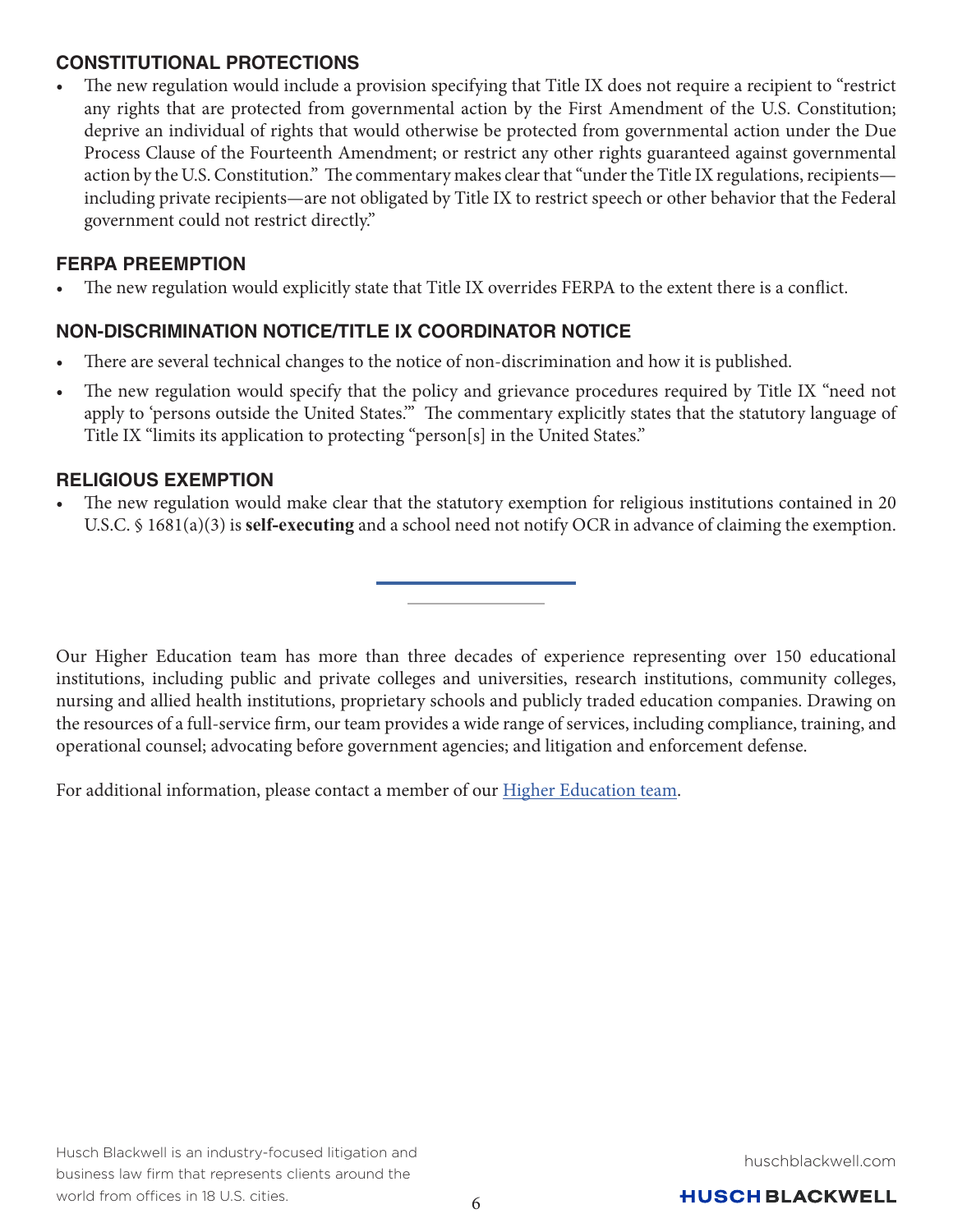## CONSTITUTIONAL PROTECTIONS

- The new regulation would include a provision specifying that Title IX does not require a recipient to "restrict any rights that are protected from governmental action by the First Amendment of the U.S. Constitution; deprive an individual of rights that would otherwise be protected from governmental action under the Due Process Clause of the Fourteenth Amendment; or restrict any other rights guaranteed against governmental action by the U.S. Constitution." The commentary makes clear that "under the Title IX regulations, recipients—including private recipients—are not obligated by Title IX to restrict speech or other behavior that the Federal government could not restrict directly."

## FERPA PREEMPTION

- The new regulation would explicitly state that Title IX overrides FERPA to the extent there is a conflict.

## NON-DISCRIMINATION NOTICE/TITLE IX COORDINATOR NOTICE

- There are several technical changes to the notice of non-discrimination and how it is published.
- The new regulation would specify that the policy and grievance procedures required by Title IX "need not apply to 'persons outside the United States.'" The commentary explicitly states that the statutory language of Title IX "limits its application to protecting "person[s] in the United States."

## RELIGIOUS EXEMPTION

- The new regulation would make clear that the statutory exemption for religious institutions contained in 20 U.S.C. § 1681(a)(3) is **self-executing** and a school need not notify OCR in advance of claiming the exemption.

---

Our Higher Education team has more than three decades of experience representing over 150 educational institutions, including public and private colleges and universities, research institutions, community colleges, nursing and allied health institutions, proprietary schools and publicly traded education companies. Drawing on the resources of a full-service firm, our team provides a wide range of services, including compliance, training, and operational counsel; advocating before government agencies; and litigation and enforcement defense.

For additional information, please contact a member of our Higher Education team.

Husch Blackwell is an industry-focused litigation and business law firm that represents clients around the world from offices in 18 U.S. cities.

huschblackwell.com

HUSCH BLACKWELL